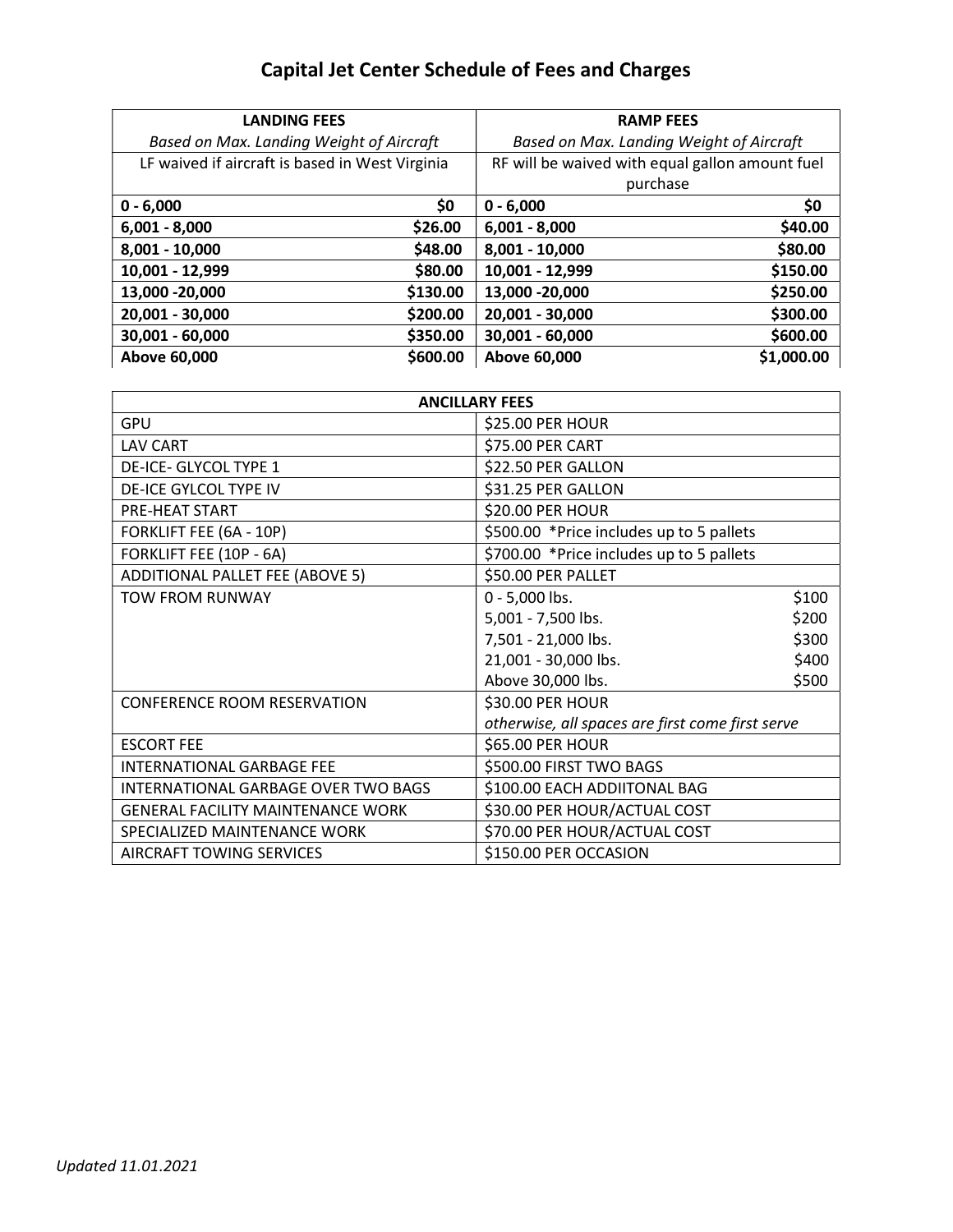# Capital Jet Center Schedule of Fees and Charges

| LANDING FEES | | RAMP FEES | |
|---|---|---|---|
| *Based on Max. Landing Weight of Aircraft* | | *Based on Max. Landing Weight of Aircraft* | |
| LF waived if aircraft is based in West Virginia | | RF will be waived with equal gallon amount fuel purchase | |
| **0 - 6,000** | **$0** | **0 - 6,000** | **$0** |
| **6,001 - 8,000** | **$26.00** | **6,001 - 8,000** | **$40.00** |
| **8,001 - 10,000** | **$48.00** | **8,001 - 10,000** | **$80.00** |
| **10,001 - 12,999** | **$80.00** | **10,001 - 12,999** | **$150.00** |
| **13,000 -20,000** | **$130.00** | **13,000 -20,000** | **$250.00** |
| **20,001 - 30,000** | **$200.00** | **20,001 - 30,000** | **$300.00** |
| **30,001 - 60,000** | **$350.00** | **30,001 - 60,000** | **$600.00** |
| **Above 60,000** | **$600.00** | **Above 60,000** | **$1,000.00** |

| ANCILLARY FEES | | |
|---|---|---|
| GPU | $25.00 PER HOUR | |
| LAV CART | $75.00 PER CART | |
| DE-ICE- GLYCOL TYPE 1 | $22.50 PER GALLON | |
| DE-ICE GYLCOL TYPE IV | $31.25 PER GALLON | |
| PRE-HEAT START | $20.00 PER HOUR | |
| FORKLIFT FEE (6A - 10P) | $500.00 *Price includes up to 5 pallets | |
| FORKLIFT FEE (10P - 6A) | $700.00 *Price includes up to 5 pallets | |
| ADDITIONAL PALLET FEE (ABOVE 5) | $50.00 PER PALLET | |
| TOW FROM RUNWAY | 0 - 5,000 lbs. | $100 |
| | 5,001 - 7,500 lbs. | $200 |
| | 7,501 - 21,000 lbs. | $300 |
| | 21,001 - 30,000 lbs. | $400 |
| | Above 30,000 lbs. | $500 |
| CONFERENCE ROOM RESERVATION | $30.00 PER HOUR<br>*otherwise, all spaces are first come first serve* | |
| ESCORT FEE | $65.00 PER HOUR | |
| INTERNATIONAL GARBAGE FEE | $500.00 FIRST TWO BAGS | |
| INTERNATIONAL GARBAGE OVER TWO BAGS | $100.00 EACH ADDIITONAL BAG | |
| GENERAL FACILITY MAINTENANCE WORK | $30.00 PER HOUR/ACTUAL COST | |
| SPECIALIZED MAINTENANCE WORK | $70.00 PER HOUR/ACTUAL COST | |
| AIRCRAFT TOWING SERVICES | $150.00 PER OCCASION | |

*Updated 11.01.2021*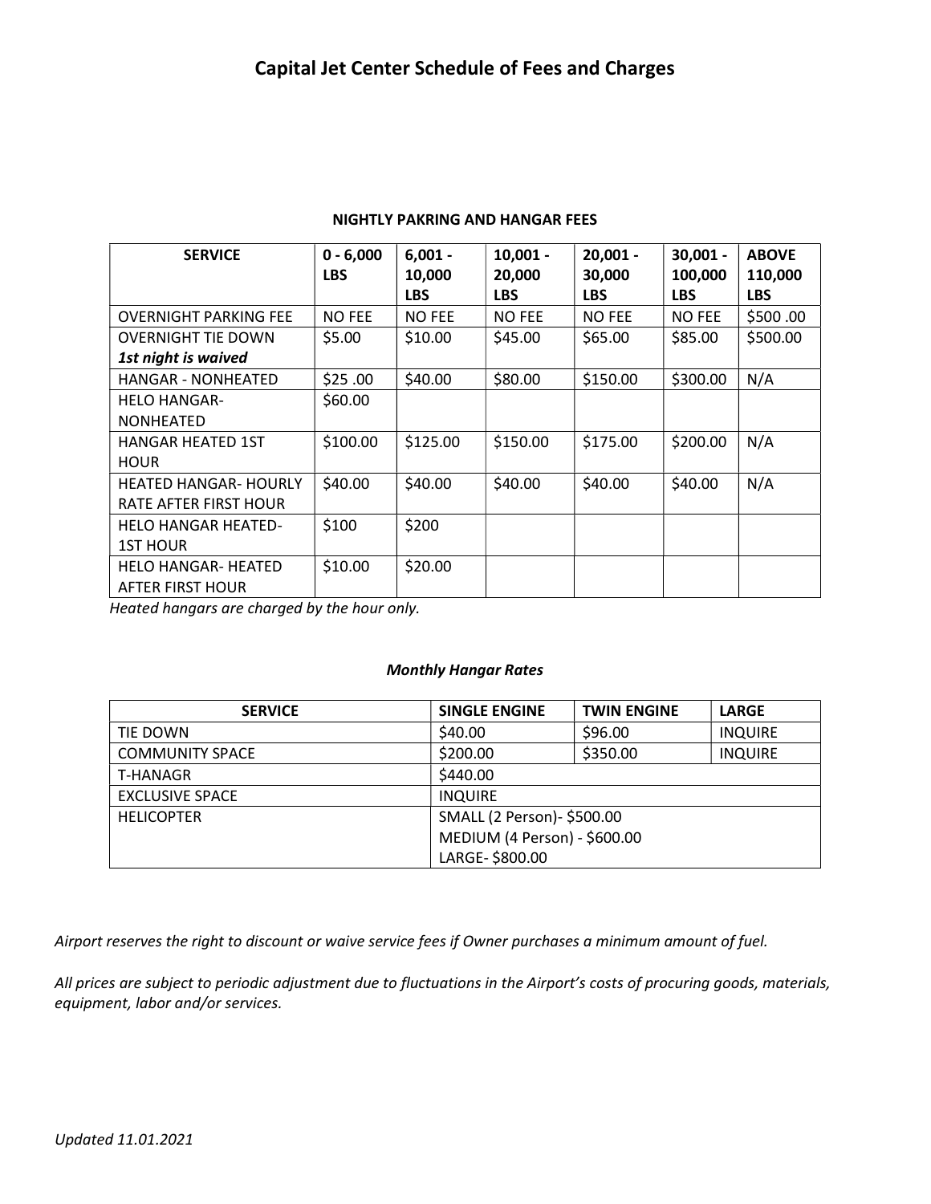# Capital Jet Center Schedule of Fees and Charges

**NIGHTLY PAKRING AND HANGAR FEES**

| SERVICE | 0 - 6,000 LBS | 6,001 - 10,000 LBS | 10,001 - 20,000 LBS | 20,001 - 30,000 LBS | 30,001 - 100,000 LBS | ABOVE 110,000 LBS |
|---|---|---|---|---|---|---|
| OVERNIGHT PARKING FEE | NO FEE | NO FEE | NO FEE | NO FEE | NO FEE | $500 .00 |
| OVERNIGHT TIE DOWN ***1st night is waived*** | $5.00 | $10.00 | $45.00 | $65.00 | $85.00 | $500.00 |
| HANGAR - NONHEATED | $25 .00 | $40.00 | $80.00 | $150.00 | $300.00 | N/A |
| HELO HANGAR-NONHEATED | $60.00 | | | | | |
| HANGAR HEATED 1ST HOUR | $100.00 | $125.00 | $150.00 | $175.00 | $200.00 | N/A |
| HEATED HANGAR- HOURLY RATE AFTER FIRST HOUR | $40.00 | $40.00 | $40.00 | $40.00 | $40.00 | N/A |
| HELO HANGAR HEATED-1ST HOUR | $100 | $200 | | | | |
| HELO HANGAR- HEATED AFTER FIRST HOUR | $10.00 | $20.00 | | | | |

*Heated hangars are charged by the hour only.*

***Monthly Hangar Rates***

| SERVICE | SINGLE ENGINE | TWIN ENGINE | LARGE |
|---|---|---|---|
| TIE DOWN | $40.00 | $96.00 | INQUIRE |
| COMMUNITY SPACE | $200.00 | $350.00 | INQUIRE |
| T-HANAGR | $440.00 | | |
| EXCLUSIVE SPACE | INQUIRE | | |
| HELICOPTER | SMALL (2 Person)- $500.00<br>MEDIUM (4 Person) - $600.00<br>LARGE- $800.00 | | |

*Airport reserves the right to discount or waive service fees if Owner purchases a minimum amount of fuel.*

*All prices are subject to periodic adjustment due to fluctuations in the Airport's costs of procuring goods, materials, equipment, labor and/or services.*

*Updated 11.01.2021*